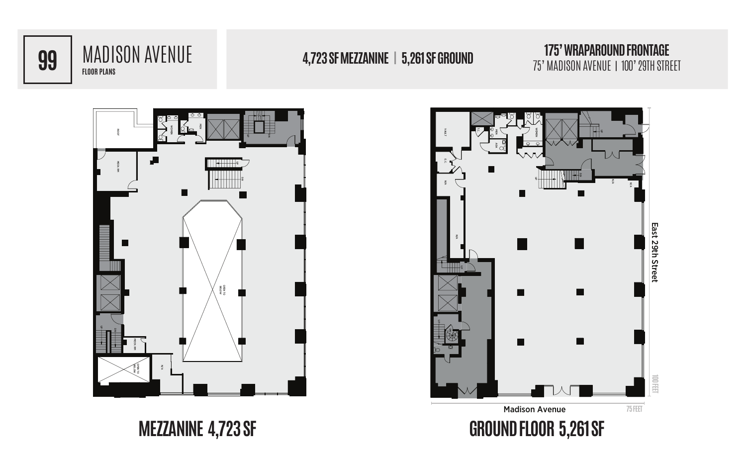# 99 MADISON AVENUE

**FLOOR PLANS**

**4,723 SF MEZZANINE | 5,261 SF GROUND**

**175' WRAPAROUND FRONTAGE**

75' MADISON AVENUE | 100' 29TH STREET

## MEZZANINE 4,723 SF

## GROUND FLOOR 5,261 SF

East 29th Street

100 FEET

Madison Avenue

75 FEET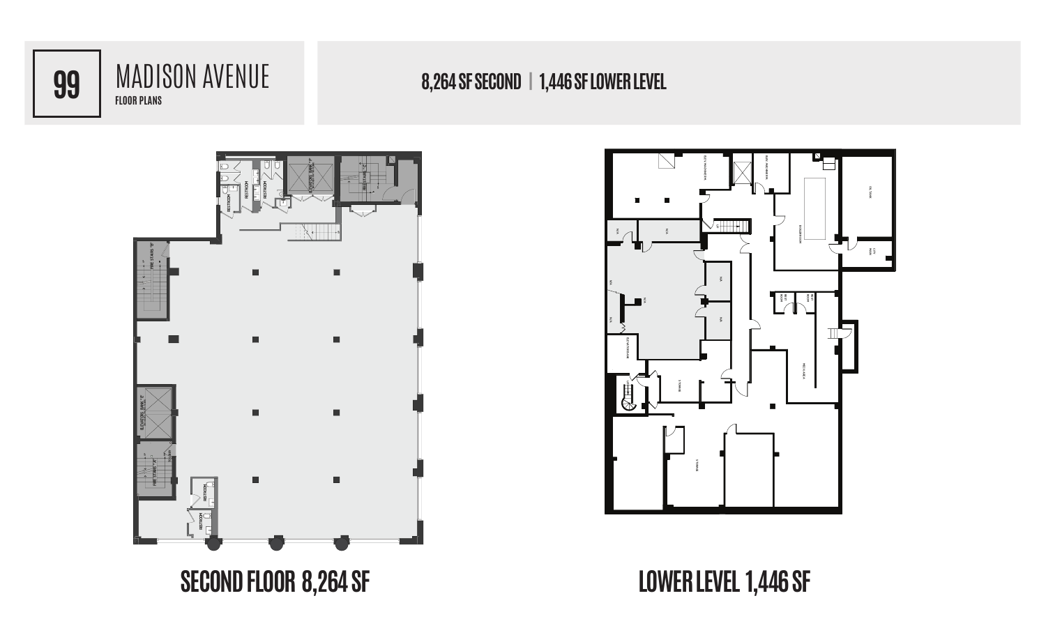# 99 MADISON AVENUE

FLOOR PLANS

8,264 SF SECOND | 1,446 SF LOWER LEVEL

SECOND FLOOR 8,264 SF

LOWER LEVEL 1,446 SF